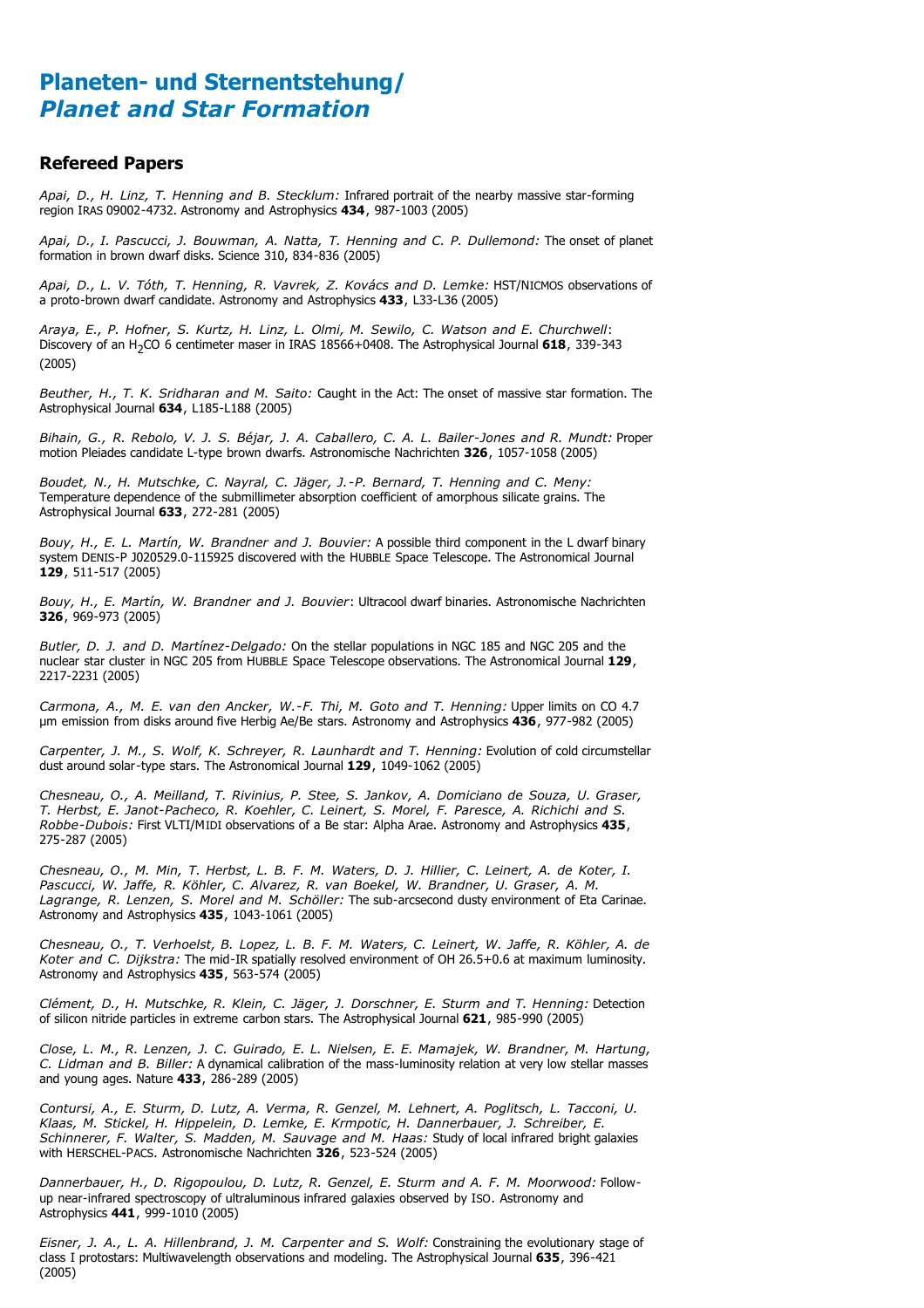# Planeten- und Sternentstehung/ *Planet and Star Formation*

## Refereed Papers

*Apai, D., H. Linz, T. Henning and B. Stecklum:* Infrared portrait of the nearby massive star-forming region IRAS 09002-4732. Astronomy and Astrophysics **434**, 987-1003 (2005)

*Apai, D., I. Pascucci, J. Bouwman, A. Natta, T. Henning and C. P. Dullemond:* The onset of planet formation in brown dwarf disks. Science 310, 834-836 (2005)

*Apai, D., L. V. Tóth, T. Henning, R. Vavrek, Z. Kovács and D. Lemke:* HST/NICMOS observations of a proto-brown dwarf candidate. Astronomy and Astrophysics **433**, L33-L36 (2005)

*Araya, E., P. Hofner, S. Kurtz, H. Linz, L. Olmi, M. Sewilo, C. Watson and E. Churchwell*: Discovery of an $H_2CO$ 6 centimeter maser in IRAS 18566+0408. The Astrophysical Journal **618**, 339-343 (2005)

*Beuther, H., T. K. Sridharan and M. Saito:* Caught in the Act: The onset of massive star formation. The Astrophysical Journal **634**, L185-L188 (2005)

*Bihain, G., R. Rebolo, V. J. S. Béjar, J. A. Caballero, C. A. L. Bailer-Jones and R. Mundt:* Proper motion Pleiades candidate L-type brown dwarfs. Astronomische Nachrichten **326**, 1057-1058 (2005)

*Boudet, N., H. Mutschke, C. Nayral, C. Jäger, J.-P. Bernard, T. Henning and C. Meny:* Temperature dependence of the submillimeter absorption coefficient of amorphous silicate grains. The Astrophysical Journal **633**, 272-281 (2005)

*Bouy, H., E. L. Martín, W. Brandner and J. Bouvier:* A possible third component in the L dwarf binary system DENIS-P J020529.0-115925 discovered with the HUBBLE Space Telescope. The Astronomical Journal **129**, 511-517 (2005)

*Bouy, H., E. Martín, W. Brandner and J. Bouvier*: Ultracool dwarf binaries. Astronomische Nachrichten **326**, 969-973 (2005)

*Butler, D. J. and D. Martínez-Delgado:* On the stellar populations in NGC 185 and NGC 205 and the nuclear star cluster in NGC 205 from HUBBLE Space Telescope observations. The Astronomical Journal **129**, 2217-2231 (2005)

*Carmona, A., M. E. van den Ancker, W.-F. Thi, M. Goto and T. Henning:* Upper limits on CO 4.7 µm emission from disks around five Herbig Ae/Be stars. Astronomy and Astrophysics **436**, 977-982 (2005)

*Carpenter, J. M., S. Wolf, K. Schreyer, R. Launhardt and T. Henning:* Evolution of cold circumstellar dust around solar-type stars. The Astronomical Journal **129**, 1049-1062 (2005)

*Chesneau, O., A. Meilland, T. Rivinius, P. Stee, S. Jankov, A. Domiciano de Souza, U. Graser, T. Herbst, E. Janot-Pacheco, R. Koehler, C. Leinert, S. Morel, F. Paresce, A. Richichi and S. Robbe-Dubois:* First VLTI/MIDI observations of a Be star: Alpha Arae. Astronomy and Astrophysics **435**, 275-287 (2005)

*Chesneau, O., M. Min, T. Herbst, L. B. F. M. Waters, D. J. Hillier, C. Leinert, A. de Koter, I. Pascucci, W. Jaffe, R. Köhler, C. Alvarez, R. van Boekel, W. Brandner, U. Graser, A. M. Lagrange, R. Lenzen, S. Morel and M. Schöller:* The sub-arcsecond dusty environment of Eta Carinae. Astronomy and Astrophysics **435**, 1043-1061 (2005)

*Chesneau, O., T. Verhoelst, B. Lopez, L. B. F. M. Waters, C. Leinert, W. Jaffe, R. Köhler, A. de Koter and C. Dijkstra:* The mid-IR spatially resolved environment of OH 26.5+0.6 at maximum luminosity. Astronomy and Astrophysics **435**, 563-574 (2005)

*Clément, D., H. Mutschke, R. Klein, C. Jäger, J. Dorschner, E. Sturm and T. Henning:* Detection of silicon nitride particles in extreme carbon stars. The Astrophysical Journal **621**, 985-990 (2005)

*Close, L. M., R. Lenzen, J. C. Guirado, E. L. Nielsen, E. E. Mamajek, W. Brandner, M. Hartung, C. Lidman and B. Biller:* A dynamical calibration of the mass-luminosity relation at very low stellar masses and young ages. Nature **433**, 286-289 (2005)

*Contursi, A., E. Sturm, D. Lutz, A. Verma, R. Genzel, M. Lehnert, A. Poglitsch, L. Tacconi, U. Klaas, M. Stickel, H. Hippelein, D. Lemke, E. Krmpotic, H. Dannerbauer, J. Schreiber, E. Schinnerer, F. Walter, S. Madden, M. Sauvage and M. Haas:* Study of local infrared bright galaxies with HERSCHEL-PACS. Astronomische Nachrichten **326**, 523-524 (2005)

*Dannerbauer, H., D. Rigopoulou, D. Lutz, R. Genzel, E. Sturm and A. F. M. Moorwood:* Follow-up near-infrared spectroscopy of ultraluminous infrared galaxies observed by ISO. Astronomy and Astrophysics **441**, 999-1010 (2005)

*Eisner, J. A., L. A. Hillenbrand, J. M. Carpenter and S. Wolf:* Constraining the evolutionary stage of class I protostars: Multiwavelength observations and modeling. The Astrophysical Journal **635**, 396-421 (2005)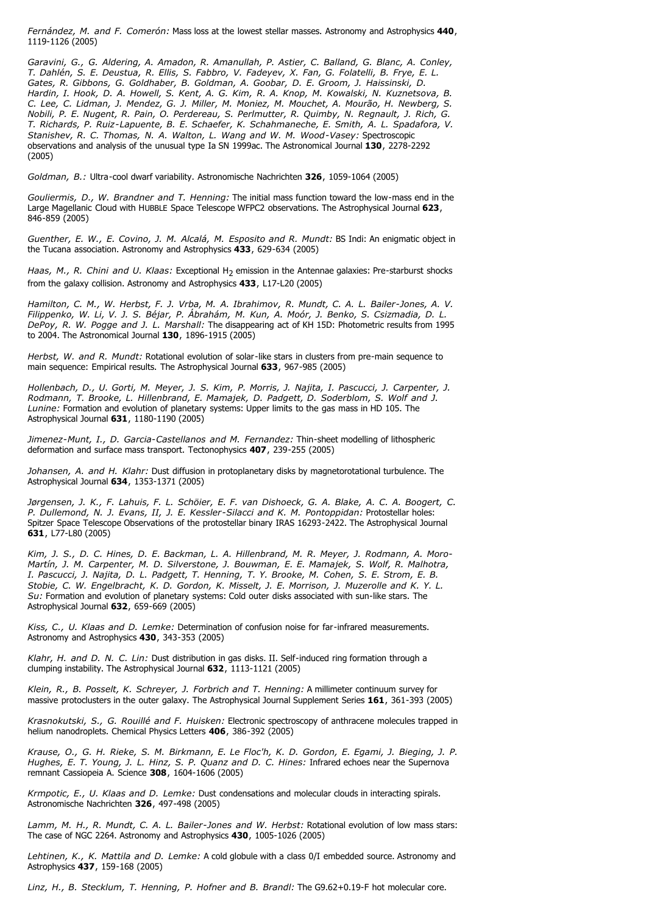*Fernández, M. and F. Comerón:* Mass loss at the lowest stellar masses. Astronomy and Astrophysics **440**, 1119-1126 (2005)

*Garavini, G., G. Aldering, A. Amadon, R. Amanullah, P. Astier, C. Balland, G. Blanc, A. Conley, T. Dahlén, S. E. Deustua, R. Ellis, S. Fabbro, V. Fadeyev, X. Fan, G. Folatelli, B. Frye, E. L. Gates, R. Gibbons, G. Goldhaber, B. Goldman, A. Goobar, D. E. Groom, J. Haissinski, D. Hardin, I. Hook, D. A. Howell, S. Kent, A. G. Kim, R. A. Knop, M. Kowalski, N. Kuznetsova, B. C. Lee, C. Lidman, J. Mendez, G. J. Miller, M. Moniez, M. Mouchet, A. Mourão, H. Newberg, S. Nobili, P. E. Nugent, R. Pain, O. Perdereau, S. Perlmutter, R. Quimby, N. Regnault, J. Rich, G. T. Richards, P. Ruiz-Lapuente, B. E. Schaefer, K. Schahmaneche, E. Smith, A. L. Spadafora, V. Stanishev, R. C. Thomas, N. A. Walton, L. Wang and W. M. Wood-Vasey:* Spectroscopic observations and analysis of the unusual type Ia SN 1999ac. The Astronomical Journal **130**, 2278-2292 (2005)

*Goldman, B.:* Ultra-cool dwarf variability. Astronomische Nachrichten **326**, 1059-1064 (2005)

*Gouliermis, D., W. Brandner and T. Henning:* The initial mass function toward the low-mass end in the Large Magellanic Cloud with HUBBLE Space Telescope WFPC2 observations. The Astrophysical Journal **623**, 846-859 (2005)

*Guenther, E. W., E. Covino, J. M. Alcalá, M. Esposito and R. Mundt:* BS Indi: An enigmatic object in the Tucana association. Astronomy and Astrophysics **433**, 629-634 (2005)

*Haas, M., R. Chini and U. Klaas:* Exceptional $H_2$ emission in the Antennae galaxies: Pre-starburst shocks from the galaxy collision. Astronomy and Astrophysics **433**, L17-L20 (2005)

*Hamilton, C. M., W. Herbst, F. J. Vrba, M. A. Ibrahimov, R. Mundt, C. A. L. Bailer-Jones, A. V. Filippenko, W. Li, V. J. S. Béjar, P. Ábrahám, M. Kun, A. Moór, J. Benko, S. Csizmadia, D. L. DePoy, R. W. Pogge and J. L. Marshall:* The disappearing act of KH 15D: Photometric results from 1995 to 2004. The Astronomical Journal **130**, 1896-1915 (2005)

*Herbst, W. and R. Mundt:* Rotational evolution of solar-like stars in clusters from pre-main sequence to main sequence: Empirical results. The Astrophysical Journal **633**, 967-985 (2005)

*Hollenbach, D., U. Gorti, M. Meyer, J. S. Kim, P. Morris, J. Najita, I. Pascucci, J. Carpenter, J. Rodmann, T. Brooke, L. Hillenbrand, E. Mamajek, D. Padgett, D. Soderblom, S. Wolf and J. Lunine:* Formation and evolution of planetary systems: Upper limits to the gas mass in HD 105. The Astrophysical Journal **631**, 1180-1190 (2005)

*Jimenez-Munt, I., D. Garcia-Castellanos and M. Fernandez:* Thin-sheet modelling of lithospheric deformation and surface mass transport. Tectonophysics **407**, 239-255 (2005)

*Johansen, A. and H. Klahr:* Dust diffusion in protoplanetary disks by magnetorotational turbulence. The Astrophysical Journal **634**, 1353-1371 (2005)

*Jørgensen, J. K., F. Lahuis, F. L. Schöier, E. F. van Dishoeck, G. A. Blake, A. C. A. Boogert, C. P. Dullemond, N. J. Evans, II, J. E. Kessler-Silacci and K. M. Pontoppidan:* Protostellar holes: Spitzer Space Telescope Observations of the protostellar binary IRAS 16293-2422. The Astrophysical Journal **631**, L77-L80 (2005)

*Kim, J. S., D. C. Hines, D. E. Backman, L. A. Hillenbrand, M. R. Meyer, J. Rodmann, A. Moro-Martín, J. M. Carpenter, M. D. Silverstone, J. Bouwman, E. E. Mamajek, S. Wolf, R. Malhotra, I. Pascucci, J. Najita, D. L. Padgett, T. Henning, T. Y. Brooke, M. Cohen, S. E. Strom, E. B. Stobie, C. W. Engelbracht, K. D. Gordon, K. Misselt, J. E. Morrison, J. Muzerolle and K. Y. L. Su:* Formation and evolution of planetary systems: Cold outer disks associated with sun-like stars. The Astrophysical Journal **632**, 659-669 (2005)

*Kiss, C., U. Klaas and D. Lemke:* Determination of confusion noise for far-infrared measurements. Astronomy and Astrophysics **430**, 343-353 (2005)

*Klahr, H. and D. N. C. Lin:* Dust distribution in gas disks. II. Self-induced ring formation through a clumping instability. The Astrophysical Journal **632**, 1113-1121 (2005)

*Klein, R., B. Posselt, K. Schreyer, J. Forbrich and T. Henning:* A millimeter continuum survey for massive protoclusters in the outer galaxy. The Astrophysical Journal Supplement Series **161**, 361-393 (2005)

*Krasnokutski, S., G. Rouillé and F. Huisken:* Electronic spectroscopy of anthracene molecules trapped in helium nanodroplets. Chemical Physics Letters **406**, 386-392 (2005)

*Krause, O., G. H. Rieke, S. M. Birkmann, E. Le Floc'h, K. D. Gordon, E. Egami, J. Bieging, J. P. Hughes, E. T. Young, J. L. Hinz, S. P. Quanz and D. C. Hines:* Infrared echoes near the Supernova remnant Cassiopeia A. Science **308**, 1604-1606 (2005)

*Krmpotic, E., U. Klaas and D. Lemke:* Dust condensations and molecular clouds in interacting spirals. Astronomische Nachrichten **326**, 497-498 (2005)

*Lamm, M. H., R. Mundt, C. A. L. Bailer-Jones and W. Herbst:* Rotational evolution of low mass stars: The case of NGC 2264. Astronomy and Astrophysics **430**, 1005-1026 (2005)

*Lehtinen, K., K. Mattila and D. Lemke:* A cold globule with a class 0/I embedded source. Astronomy and Astrophysics **437**, 159-168 (2005)

*Linz, H., B. Stecklum, T. Henning, P. Hofner and B. Brandl:* The G9.62+0.19-F hot molecular core.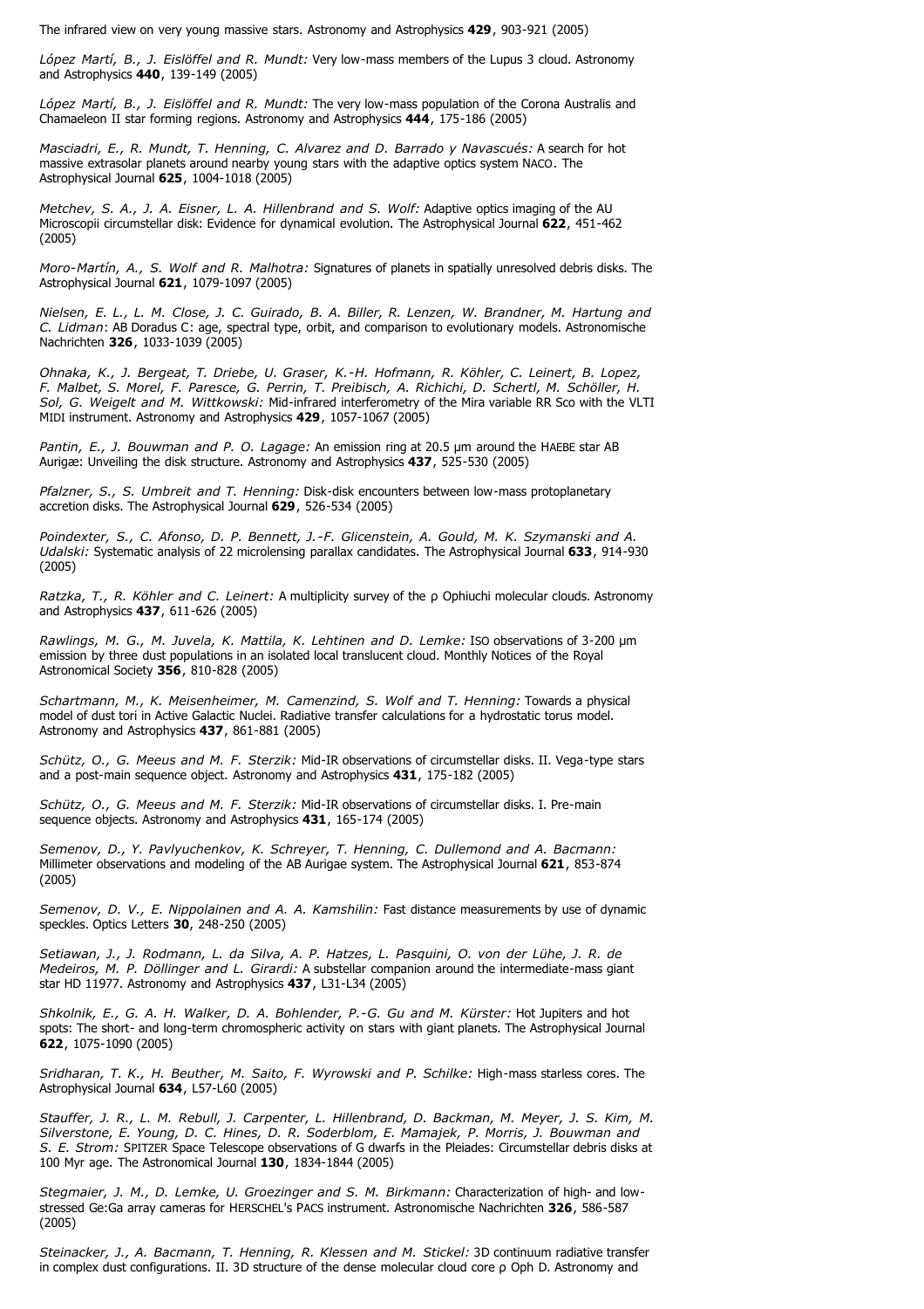The infrared view on very young massive stars. Astronomy and Astrophysics **429**, 903-921 (2005)

*López Martí, B., J. Eislöffel and R. Mundt:* Very low-mass members of the Lupus 3 cloud. Astronomy and Astrophysics **440**, 139-149 (2005)

*López Martí, B., J. Eislöffel and R. Mundt:* The very low-mass population of the Corona Australis and Chamaeleon II star forming regions. Astronomy and Astrophysics **444**, 175-186 (2005)

*Masciadri, E., R. Mundt, T. Henning, C. Alvarez and D. Barrado y Navascués:* A search for hot massive extrasolar planets around nearby young stars with the adaptive optics system NACO. The Astrophysical Journal **625**, 1004-1018 (2005)

*Metchev, S. A., J. A. Eisner, L. A. Hillenbrand and S. Wolf:* Adaptive optics imaging of the AU Microscopii circumstellar disk: Evidence for dynamical evolution. The Astrophysical Journal **622**, 451-462 (2005)

*Moro-Martín, A., S. Wolf and R. Malhotra:* Signatures of planets in spatially unresolved debris disks. The Astrophysical Journal **621**, 1079-1097 (2005)

*Nielsen, E. L., L. M. Close, J. C. Guirado, B. A. Biller, R. Lenzen, W. Brandner, M. Hartung and C. Lidman*: AB Doradus C: age, spectral type, orbit, and comparison to evolutionary models. Astronomische Nachrichten **326**, 1033-1039 (2005)

*Ohnaka, K., J. Bergeat, T. Driebe, U. Graser, K.-H. Hofmann, R. Köhler, C. Leinert, B. Lopez, F. Malbet, S. Morel, F. Paresce, G. Perrin, T. Preibisch, A. Richichi, D. Schertl, M. Schöller, H. Sol, G. Weigelt and M. Wittkowski:* Mid-infrared interferometry of the Mira variable RR Sco with the VLTI MIDI instrument. Astronomy and Astrophysics **429**, 1057-1067 (2005)

*Pantin, E., J. Bouwman and P. O. Lagage:* An emission ring at 20.5 µm around the HAEBE star AB Aurigæ: Unveiling the disk structure. Astronomy and Astrophysics **437**, 525-530 (2005)

*Pfalzner, S., S. Umbreit and T. Henning:* Disk-disk encounters between low-mass protoplanetary accretion disks. The Astrophysical Journal **629**, 526-534 (2005)

*Poindexter, S., C. Afonso, D. P. Bennett, J.-F. Glicenstein, A. Gould, M. K. Szymanski and A. Udalski:* Systematic analysis of 22 microlensing parallax candidates. The Astrophysical Journal **633**, 914-930 (2005)

*Ratzka, T., R. Köhler and C. Leinert:* A multiplicity survey of the ρ Ophiuchi molecular clouds. Astronomy and Astrophysics **437**, 611-626 (2005)

*Rawlings, M. G., M. Juvela, K. Mattila, K. Lehtinen and D. Lemke:* ISO observations of 3-200 µm emission by three dust populations in an isolated local translucent cloud. Monthly Notices of the Royal Astronomical Society **356**, 810-828 (2005)

*Schartmann, M., K. Meisenheimer, M. Camenzind, S. Wolf and T. Henning:* Towards a physical model of dust tori in Active Galactic Nuclei. Radiative transfer calculations for a hydrostatic torus model. Astronomy and Astrophysics **437**, 861-881 (2005)

*Schütz, O., G. Meeus and M. F. Sterzik:* Mid-IR observations of circumstellar disks. II. Vega-type stars and a post-main sequence object. Astronomy and Astrophysics **431**, 175-182 (2005)

*Schütz, O., G. Meeus and M. F. Sterzik:* Mid-IR observations of circumstellar disks. I. Pre-main sequence objects. Astronomy and Astrophysics **431**, 165-174 (2005)

*Semenov, D., Y. Pavlyuchenkov, K. Schreyer, T. Henning, C. Dullemond and A. Bacmann:* Millimeter observations and modeling of the AB Aurigae system. The Astrophysical Journal **621**, 853-874 (2005)

*Semenov, D. V., E. Nippolainen and A. A. Kamshilin:* Fast distance measurements by use of dynamic speckles. Optics Letters **30**, 248-250 (2005)

*Setiawan, J., J. Rodmann, L. da Silva, A. P. Hatzes, L. Pasquini, O. von der Lühe, J. R. de Medeiros, M. P. Döllinger and L. Girardi:* A substellar companion around the intermediate-mass giant star HD 11977. Astronomy and Astrophysics **437**, L31-L34 (2005)

*Shkolnik, E., G. A. H. Walker, D. A. Bohlender, P.-G. Gu and M. Kürster:* Hot Jupiters and hot spots: The short- and long-term chromospheric activity on stars with giant planets. The Astrophysical Journal **622**, 1075-1090 (2005)

*Sridharan, T. K., H. Beuther, M. Saito, F. Wyrowski and P. Schilke:* High-mass starless cores. The Astrophysical Journal **634**, L57-L60 (2005)

*Stauffer, J. R., L. M. Rebull, J. Carpenter, L. Hillenbrand, D. Backman, M. Meyer, J. S. Kim, M. Silverstone, E. Young, D. C. Hines, D. R. Soderblom, E. Mamajek, P. Morris, J. Bouwman and S. E. Strom:* SPITZER Space Telescope observations of G dwarfs in the Pleiades: Circumstellar debris disks at 100 Myr age. The Astronomical Journal **130**, 1834-1844 (2005)

*Stegmaier, J. M., D. Lemke, U. Groezinger and S. M. Birkmann:* Characterization of high- and low-stressed Ge:Ga array cameras for HERSCHEL's PACS instrument. Astronomische Nachrichten **326**, 586-587 (2005)

*Steinacker, J., A. Bacmann, T. Henning, R. Klessen and M. Stickel:* 3D continuum radiative transfer in complex dust configurations. II. 3D structure of the dense molecular cloud core ρ Oph D. Astronomy and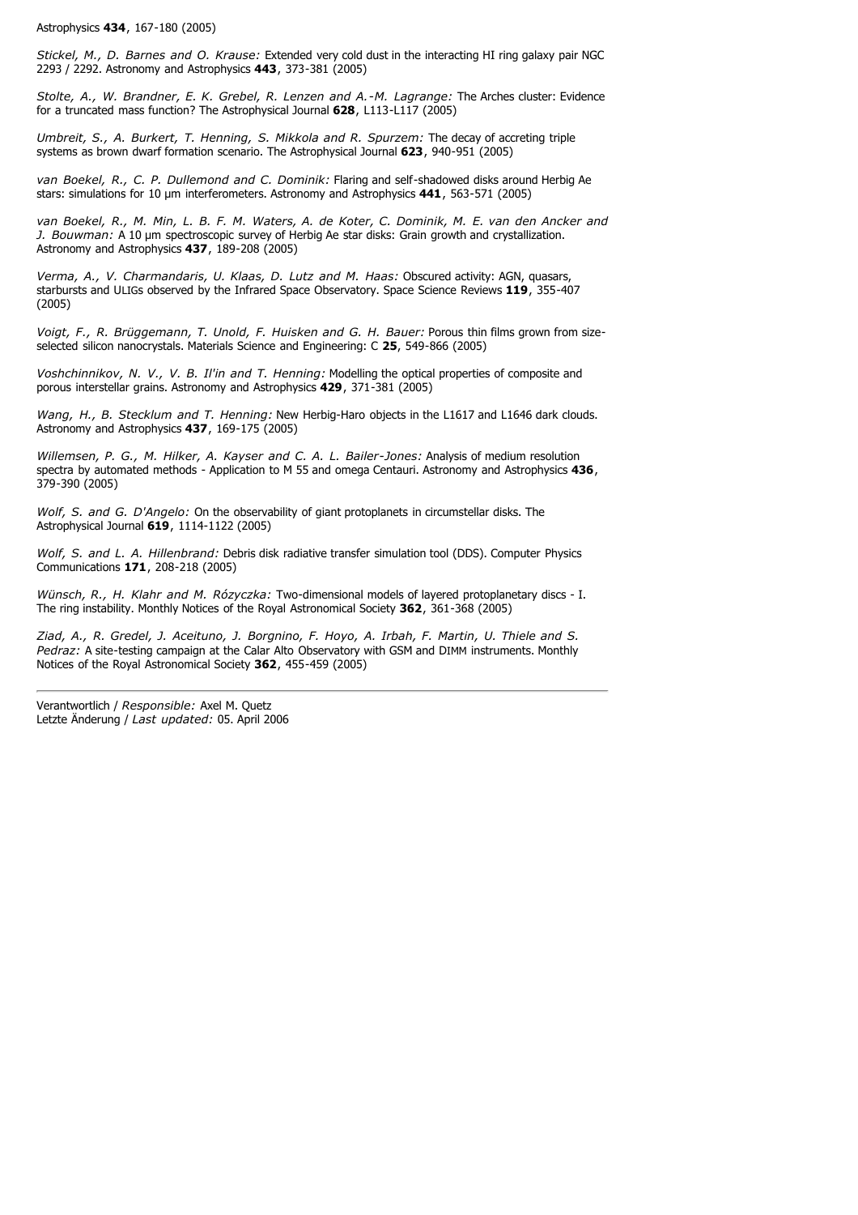Astrophysics **434**, 167-180 (2005)

*Stickel, M., D. Barnes and O. Krause:* Extended very cold dust in the interacting HI ring galaxy pair NGC 2293 / 2292. Astronomy and Astrophysics **443**, 373-381 (2005)

*Stolte, A., W. Brandner, E. K. Grebel, R. Lenzen and A.-M. Lagrange:* The Arches cluster: Evidence for a truncated mass function? The Astrophysical Journal **628**, L113-L117 (2005)

*Umbreit, S., A. Burkert, T. Henning, S. Mikkola and R. Spurzem:* The decay of accreting triple systems as brown dwarf formation scenario. The Astrophysical Journal **623**, 940-951 (2005)

*van Boekel, R., C. P. Dullemond and C. Dominik:* Flaring and self-shadowed disks around Herbig Ae stars: simulations for 10 µm interferometers. Astronomy and Astrophysics **441**, 563-571 (2005)

*van Boekel, R., M. Min, L. B. F. M. Waters, A. de Koter, C. Dominik, M. E. van den Ancker and J. Bouwman:* A 10 µm spectroscopic survey of Herbig Ae star disks: Grain growth and crystallization. Astronomy and Astrophysics **437**, 189-208 (2005)

*Verma, A., V. Charmandaris, U. Klaas, D. Lutz and M. Haas:* Obscured activity: AGN, quasars, starbursts and ULIGs observed by the Infrared Space Observatory. Space Science Reviews **119**, 355-407 (2005)

*Voigt, F., R. Brüggemann, T. Unold, F. Huisken and G. H. Bauer:* Porous thin films grown from size-selected silicon nanocrystals. Materials Science and Engineering: C **25**, 549-866 (2005)

*Voshchinnikov, N. V., V. B. Il'in and T. Henning:* Modelling the optical properties of composite and porous interstellar grains. Astronomy and Astrophysics **429**, 371-381 (2005)

*Wang, H., B. Stecklum and T. Henning:* New Herbig-Haro objects in the L1617 and L1646 dark clouds. Astronomy and Astrophysics **437**, 169-175 (2005)

*Willemsen, P. G., M. Hilker, A. Kayser and C. A. L. Bailer-Jones:* Analysis of medium resolution spectra by automated methods - Application to M 55 and omega Centauri. Astronomy and Astrophysics **436**, 379-390 (2005)

*Wolf, S. and G. D'Angelo:* On the observability of giant protoplanets in circumstellar disks. The Astrophysical Journal **619**, 1114-1122 (2005)

*Wolf, S. and L. A. Hillenbrand:* Debris disk radiative transfer simulation tool (DDS). Computer Physics Communications **171**, 208-218 (2005)

*Wünsch, R., H. Klahr and M. Rózyczka:* Two-dimensional models of layered protoplanetary discs - I. The ring instability. Monthly Notices of the Royal Astronomical Society **362**, 361-368 (2005)

*Ziad, A., R. Gredel, J. Aceituno, J. Borgnino, F. Hoyo, A. Irbah, F. Martin, U. Thiele and S. Pedraz:* A site-testing campaign at the Calar Alto Observatory with GSM and DIMM instruments. Monthly Notices of the Royal Astronomical Society **362**, 455-459 (2005)

---

Verantwortlich / *Responsible:* Axel M. Quetz
Letzte Änderung / *Last updated:* 05. April 2006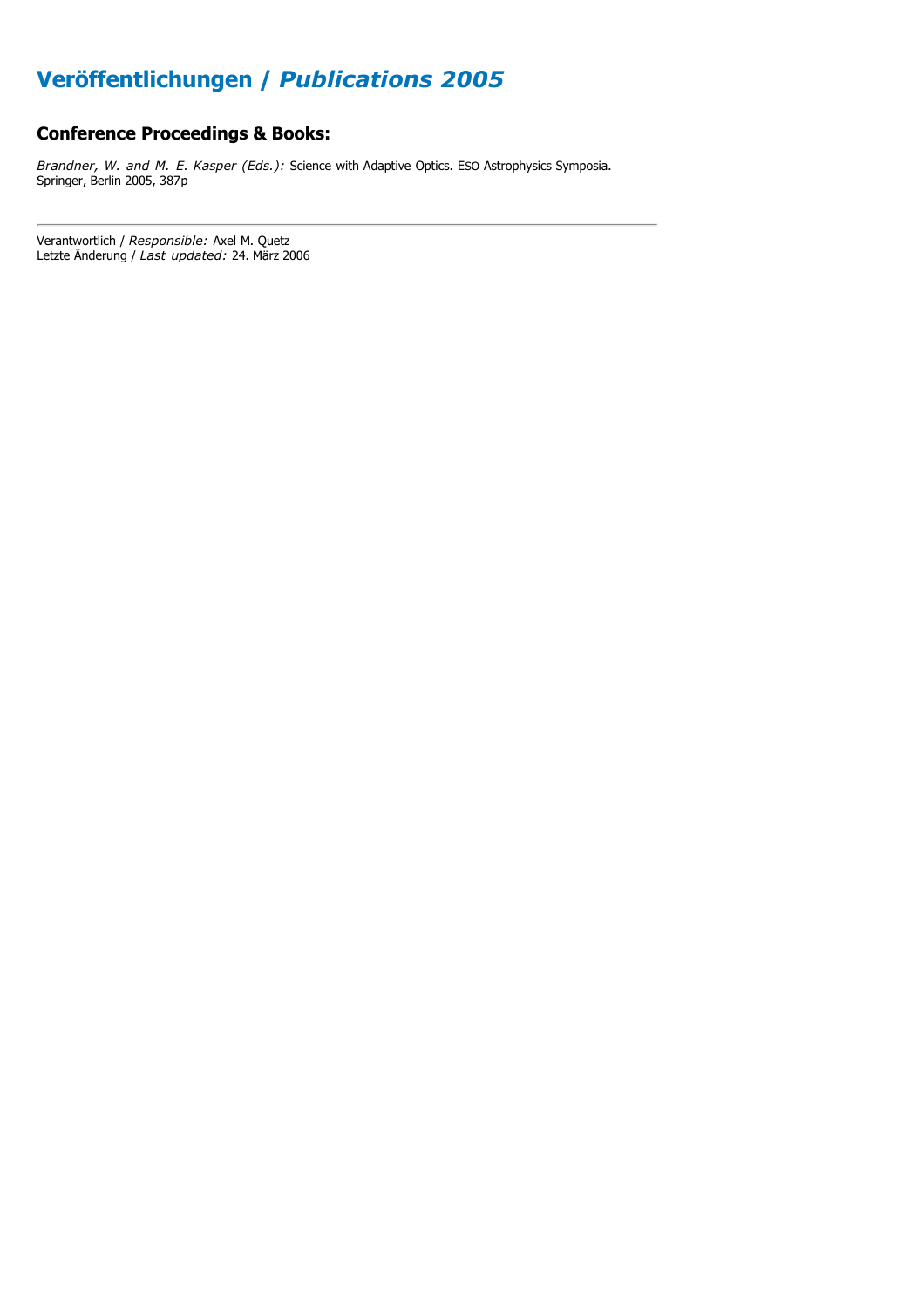# Veröffentlichungen / *Publications 2005*

## Conference Proceedings & Books:

*Brandner, W. and M. E. Kasper (Eds.):* Science with Adaptive Optics. ESO Astrophysics Symposia. Springer, Berlin 2005, 387p

---

Verantwortlich / *Responsible:* Axel M. Quetz
Letzte Änderung / *Last updated:* 24. März 2006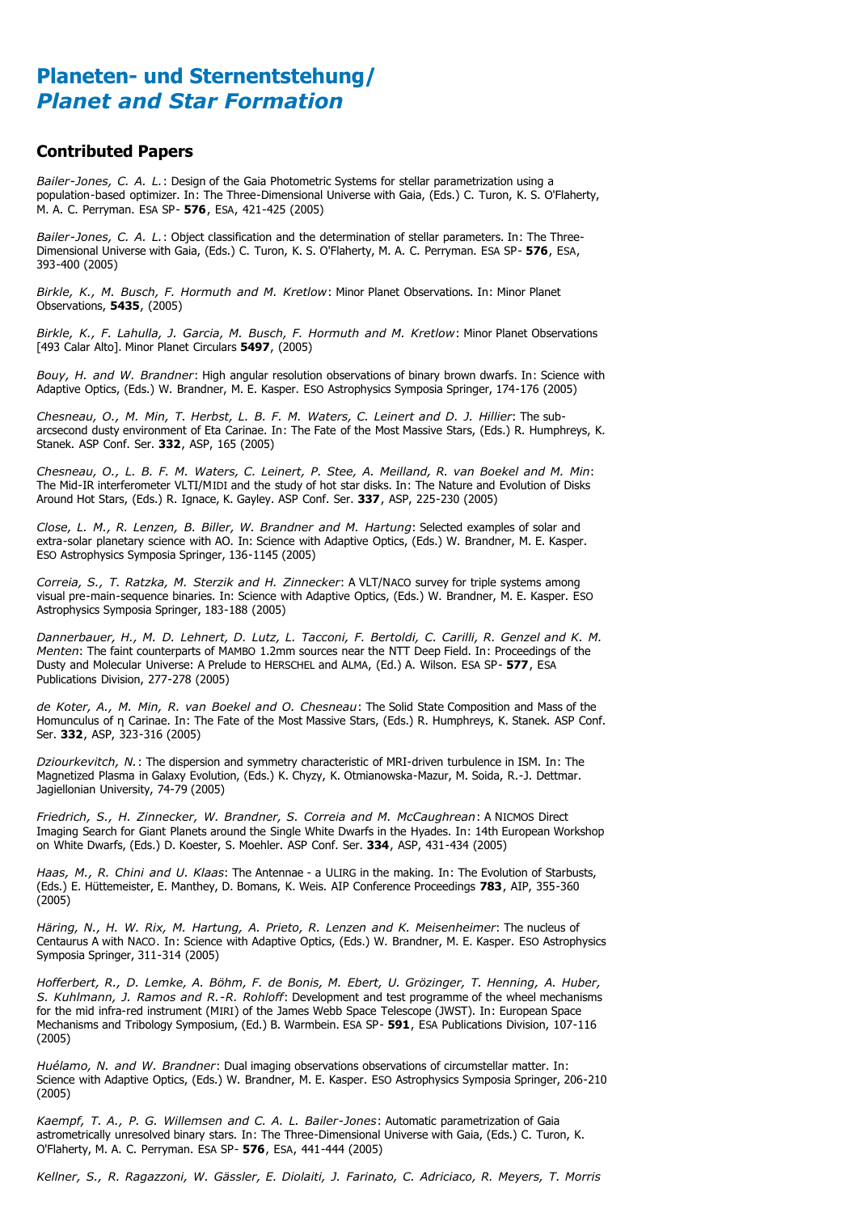# Planeten- und Sternentstehung/ *Planet and Star Formation*

## Contributed Papers

*Bailer-Jones, C. A. L.*: Design of the Gaia Photometric Systems for stellar parametrization using a population-based optimizer. In: The Three-Dimensional Universe with Gaia, (Eds.) C. Turon, K. S. O'Flaherty, M. A. C. Perryman. ESA SP- **576**, ESA, 421-425 (2005)

*Bailer-Jones, C. A. L.*: Object classification and the determination of stellar parameters. In: The Three-Dimensional Universe with Gaia, (Eds.) C. Turon, K. S. O'Flaherty, M. A. C. Perryman. ESA SP- **576**, ESA, 393-400 (2005)

*Birkle, K., M. Busch, F. Hormuth and M. Kretlow*: Minor Planet Observations. In: Minor Planet Observations, **5435**, (2005)

*Birkle, K., F. Lahulla, J. Garcia, M. Busch, F. Hormuth and M. Kretlow*: Minor Planet Observations [493 Calar Alto]. Minor Planet Circulars **5497**, (2005)

*Bouy, H. and W. Brandner*: High angular resolution observations of binary brown dwarfs. In: Science with Adaptive Optics, (Eds.) W. Brandner, M. E. Kasper. ESO Astrophysics Symposia Springer, 174-176 (2005)

*Chesneau, O., M. Min, T. Herbst, L. B. F. M. Waters, C. Leinert and D. J. Hillier*: The sub-arcsecond dusty environment of Eta Carinae. In: The Fate of the Most Massive Stars, (Eds.) R. Humphreys, K. Stanek. ASP Conf. Ser. **332**, ASP, 165 (2005)

*Chesneau, O., L. B. F. M. Waters, C. Leinert, P. Stee, A. Meilland, R. van Boekel and M. Min*: The Mid-IR interferometer VLTI/MIDI and the study of hot star disks. In: The Nature and Evolution of Disks Around Hot Stars, (Eds.) R. Ignace, K. Gayley. ASP Conf. Ser. **337**, ASP, 225-230 (2005)

*Close, L. M., R. Lenzen, B. Biller, W. Brandner and M. Hartung*: Selected examples of solar and extra-solar planetary science with AO. In: Science with Adaptive Optics, (Eds.) W. Brandner, M. E. Kasper. ESO Astrophysics Symposia Springer, 136-1145 (2005)

*Correia, S., T. Ratzka, M. Sterzik and H. Zinnecker*: A VLT/NACO survey for triple systems among visual pre-main-sequence binaries. In: Science with Adaptive Optics, (Eds.) W. Brandner, M. E. Kasper. ESO Astrophysics Symposia Springer, 183-188 (2005)

*Dannerbauer, H., M. D. Lehnert, D. Lutz, L. Tacconi, F. Bertoldi, C. Carilli, R. Genzel and K. M. Menten*: The faint counterparts of MAMBO 1.2mm sources near the NTT Deep Field. In: Proceedings of the Dusty and Molecular Universe: A Prelude to HERSCHEL and ALMA, (Ed.) A. Wilson. ESA SP- **577**, ESA Publications Division, 277-278 (2005)

*de Koter, A., M. Min, R. van Boekel and O. Chesneau*: The Solid State Composition and Mass of the Homunculus of η Carinae. In: The Fate of the Most Massive Stars, (Eds.) R. Humphreys, K. Stanek. ASP Conf. Ser. **332**, ASP, 323-316 (2005)

*Dziourkevitch, N.*: The dispersion and symmetry characteristic of MRI-driven turbulence in ISM. In: The Magnetized Plasma in Galaxy Evolution, (Eds.) K. Chyzy, K. Otmianowska-Mazur, M. Soida, R.-J. Dettmar. Jagiellonian University, 74-79 (2005)

*Friedrich, S., H. Zinnecker, W. Brandner, S. Correia and M. McCaughrean*: A NICMOS Direct Imaging Search for Giant Planets around the Single White Dwarfs in the Hyades. In: 14th European Workshop on White Dwarfs, (Eds.) D. Koester, S. Moehler. ASP Conf. Ser. **334**, ASP, 431-434 (2005)

*Haas, M., R. Chini and U. Klaas*: The Antennae - a ULIRG in the making. In: The Evolution of Starbusts, (Eds.) E. Hüttemeister, E. Manthey, D. Bomans, K. Weis. AIP Conference Proceedings **783**, AIP, 355-360 (2005)

*Häring, N., H. W. Rix, M. Hartung, A. Prieto, R. Lenzen and K. Meisenheimer*: The nucleus of Centaurus A with NACO. In: Science with Adaptive Optics, (Eds.) W. Brandner, M. E. Kasper. ESO Astrophysics Symposia Springer, 311-314 (2005)

*Hofferbert, R., D. Lemke, A. Böhm, F. de Bonis, M. Ebert, U. Grözinger, T. Henning, A. Huber, S. Kuhlmann, J. Ramos and R.-R. Rohloff*: Development and test programme of the wheel mechanisms for the mid infra-red instrument (MIRI) of the James Webb Space Telescope (JWST). In: European Space Mechanisms and Tribology Symposium, (Ed.) B. Warmbein. ESA SP- **591**, ESA Publications Division, 107-116 (2005)

*Huélamo, N. and W. Brandner*: Dual imaging observations observations of circumstellar matter. In: Science with Adaptive Optics, (Eds.) W. Brandner, M. E. Kasper. ESO Astrophysics Symposia Springer, 206-210 (2005)

*Kaempf, T. A., P. G. Willemsen and C. A. L. Bailer-Jones*: Automatic parametrization of Gaia astrometrically unresolved binary stars. In: The Three-Dimensional Universe with Gaia, (Eds.) C. Turon, K. O'Flaherty, M. A. C. Perryman. ESA SP- **576**, ESA, 441-444 (2005)

*Kellner, S., R. Ragazzoni, W. Gässler, E. Diolaiti, J. Farinato, C. Adriciaco, R. Meyers, T. Morris*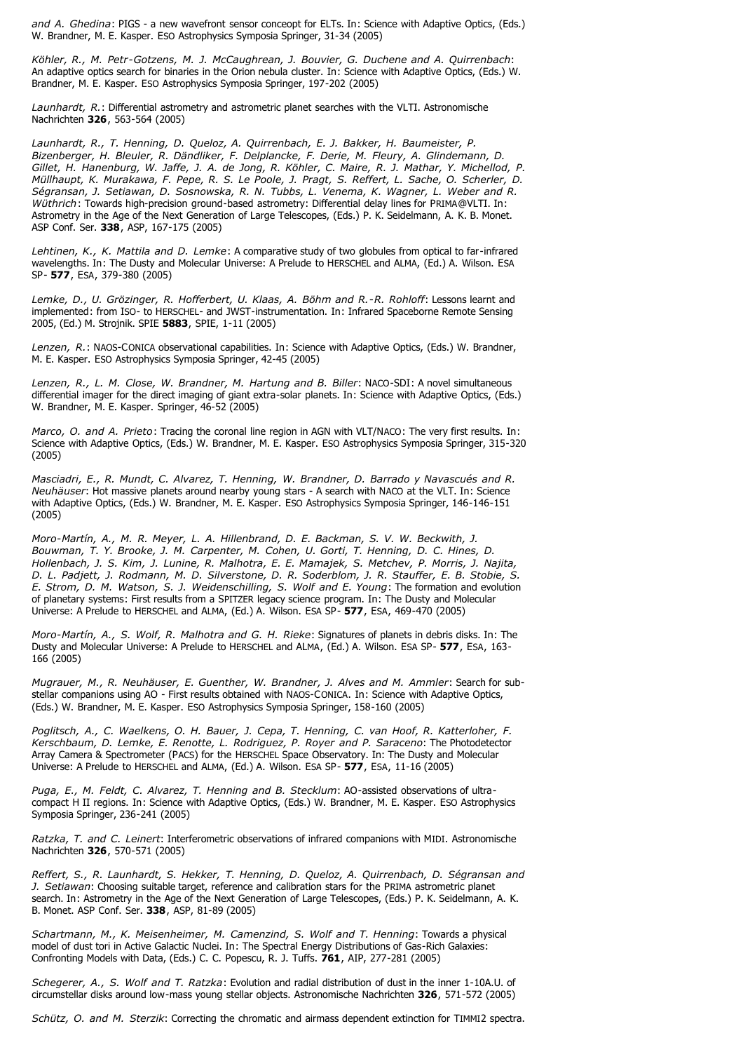*and A. Ghedina*: PIGS - a new wavefront sensor conceopt for ELTs. In: Science with Adaptive Optics, (Eds.) W. Brandner, M. E. Kasper. ESO Astrophysics Symposia Springer, 31-34 (2005)

*Köhler, R., M. Petr-Gotzens, M. J. McCaughrean, J. Bouvier, G. Duchene and A. Quirrenbach*: An adaptive optics search for binaries in the Orion nebula cluster. In: Science with Adaptive Optics, (Eds.) W. Brandner, M. E. Kasper. ESO Astrophysics Symposia Springer, 197-202 (2005)

*Launhardt, R.*: Differential astrometry and astrometric planet searches with the VLTI. Astronomische Nachrichten **326**, 563-564 (2005)

*Launhardt, R., T. Henning, D. Queloz, A. Quirrenbach, E. J. Bakker, H. Baumeister, P. Bizenberger, H. Bleuler, R. Dändliker, F. Delplancke, F. Derie, M. Fleury, A. Glindemann, D. Gillet, H. Hanenburg, W. Jaffe, J. A. de Jong, R. Köhler, C. Maire, R. J. Mathar, Y. Michellod, P. Müllhaupt, K. Murakawa, F. Pepe, R. S. Le Poole, J. Pragt, S. Reffert, L. Sache, O. Scherler, D. Ségransan, J. Setiawan, D. Sosnowska, R. N. Tubbs, L. Venema, K. Wagner, L. Weber and R. Wüthrich*: Towards high-precision ground-based astrometry: Differential delay lines for PRIMA@VLTI. In: Astrometry in the Age of the Next Generation of Large Telescopes, (Eds.) P. K. Seidelmann, A. K. B. Monet. ASP Conf. Ser. **338**, ASP, 167-175 (2005)

*Lehtinen, K., K. Mattila and D. Lemke*: A comparative study of two globules from optical to far-infrared wavelengths. In: The Dusty and Molecular Universe: A Prelude to HERSCHEL and ALMA, (Ed.) A. Wilson. ESA SP- **577**, ESA, 379-380 (2005)

*Lemke, D., U. Grözinger, R. Hofferbert, U. Klaas, A. Böhm and R.-R. Rohloff*: Lessons learnt and implemented: from ISO- to HERSCHEL- and JWST-instrumentation. In: Infrared Spaceborne Remote Sensing 2005, (Ed.) M. Strojnik. SPIE **5883**, SPIE, 1-11 (2005)

*Lenzen, R.*: NAOS-CONICA observational capabilities. In: Science with Adaptive Optics, (Eds.) W. Brandner, M. E. Kasper. ESO Astrophysics Symposia Springer, 42-45 (2005)

*Lenzen, R., L. M. Close, W. Brandner, M. Hartung and B. Biller*: NACO-SDI: A novel simultaneous differential imager for the direct imaging of giant extra-solar planets. In: Science with Adaptive Optics, (Eds.) W. Brandner, M. E. Kasper. Springer, 46-52 (2005)

*Marco, O. and A. Prieto*: Tracing the coronal line region in AGN with VLT/NACO: The very first results. In: Science with Adaptive Optics, (Eds.) W. Brandner, M. E. Kasper. ESO Astrophysics Symposia Springer, 315-320 (2005)

*Masciadri, E., R. Mundt, C. Alvarez, T. Henning, W. Brandner, D. Barrado y Navascués and R. Neuhäuser*: Hot massive planets around nearby young stars - A search with NACO at the VLT. In: Science with Adaptive Optics, (Eds.) W. Brandner, M. E. Kasper. ESO Astrophysics Symposia Springer, 146-146-151 (2005)

*Moro-Martín, A., M. R. Meyer, L. A. Hillenbrand, D. E. Backman, S. V. W. Beckwith, J. Bouwman, T. Y. Brooke, J. M. Carpenter, M. Cohen, U. Gorti, T. Henning, D. C. Hines, D. Hollenbach, J. S. Kim, J. Lunine, R. Malhotra, E. E. Mamajek, S. Metchev, P. Morris, J. Najita, D. L. Padjett, J. Rodmann, M. D. Silverstone, D. R. Soderblom, J. R. Stauffer, E. B. Stobie, S. E. Strom, D. M. Watson, S. J. Weidenschilling, S. Wolf and E. Young*: The formation and evolution of planetary systems: First results from a SPITZER legacy science program. In: The Dusty and Molecular Universe: A Prelude to HERSCHEL and ALMA, (Ed.) A. Wilson. ESA SP- **577**, ESA, 469-470 (2005)

*Moro-Martín, A., S. Wolf, R. Malhotra and G. H. Rieke*: Signatures of planets in debris disks. In: The Dusty and Molecular Universe: A Prelude to HERSCHEL and ALMA, (Ed.) A. Wilson. ESA SP- **577**, ESA, 163-166 (2005)

*Mugrauer, M., R. Neuhäuser, E. Guenther, W. Brandner, J. Alves and M. Ammler*: Search for sub-stellar companions using AO - First results obtained with NAOS-CONICA. In: Science with Adaptive Optics, (Eds.) W. Brandner, M. E. Kasper. ESO Astrophysics Symposia Springer, 158-160 (2005)

*Poglitsch, A., C. Waelkens, O. H. Bauer, J. Cepa, T. Henning, C. van Hoof, R. Katterloher, F. Kerschbaum, D. Lemke, E. Renotte, L. Rodriguez, P. Royer and P. Saraceno*: The Photodetector Array Camera & Spectrometer (PACS) for the HERSCHEL Space Observatory. In: The Dusty and Molecular Universe: A Prelude to HERSCHEL and ALMA, (Ed.) A. Wilson. ESA SP- **577**, ESA, 11-16 (2005)

*Puga, E., M. Feldt, C. Alvarez, T. Henning and B. Stecklum*: AO-assisted observations of ultra-compact H II regions. In: Science with Adaptive Optics, (Eds.) W. Brandner, M. E. Kasper. ESO Astrophysics Symposia Springer, 236-241 (2005)

*Ratzka, T. and C. Leinert*: Interferometric observations of infrared companions with MIDI. Astronomische Nachrichten **326**, 570-571 (2005)

*Reffert, S., R. Launhardt, S. Hekker, T. Henning, D. Queloz, A. Quirrenbach, D. Ségransan and J. Setiawan*: Choosing suitable target, reference and calibration stars for the PRIMA astrometric planet search. In: Astrometry in the Age of the Next Generation of Large Telescopes, (Eds.) P. K. Seidelmann, A. K. B. Monet. ASP Conf. Ser. **338**, ASP, 81-89 (2005)

*Schartmann, M., K. Meisenheimer, M. Camenzind, S. Wolf and T. Henning*: Towards a physical model of dust tori in Active Galactic Nuclei. In: The Spectral Energy Distributions of Gas-Rich Galaxies: Confronting Models with Data, (Eds.) C. C. Popescu, R. J. Tuffs. **761**, AIP, 277-281 (2005)

*Schegerer, A., S. Wolf and T. Ratzka*: Evolution and radial distribution of dust in the inner 1-10A.U. of circumstellar disks around low-mass young stellar objects. Astronomische Nachrichten **326**, 571-572 (2005)

*Schütz, O. and M. Sterzik*: Correcting the chromatic and airmass dependent extinction for TIMMI2 spectra.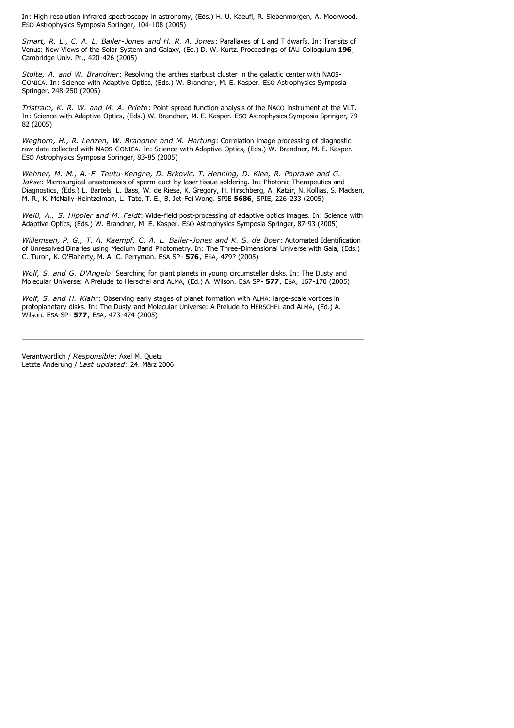In: High resolution infrared spectroscopy in astronomy, (Eds.) H. U. Kaeufl, R. Siebenmorgen, A. Moorwood. ESO Astrophysics Symposia Springer, 104-108 (2005)

*Smart, R. L., C. A. L. Bailer-Jones and H. R. A. Jones*: Parallaxes of L and T dwarfs. In: Transits of Venus: New Views of the Solar System and Galaxy, (Ed.) D. W. Kurtz. Proceedings of IAU Colloquium **196**, Cambridge Univ. Pr., 420-426 (2005)

*Stolte, A. and W. Brandner*: Resolving the arches starbust cluster in the galactic center with NAOS-CONICA. In: Science with Adaptive Optics, (Eds.) W. Brandner, M. E. Kasper. ESO Astrophysics Symposia Springer, 248-250 (2005)

*Tristram, K. R. W. and M. A. Prieto*: Point spread function analysis of the NACO instrument at the VLT. In: Science with Adaptive Optics, (Eds.) W. Brandner, M. E. Kasper. ESO Astrophysics Symposia Springer, 79-82 (2005)

*Weghorn, H., R. Lenzen, W. Brandner and M. Hartung*: Correlation image processing of diagnostic raw data collected with NAOS-CONICA. In: Science with Adaptive Optics, (Eds.) W. Brandner, M. E. Kasper. ESO Astrophysics Symposia Springer, 83-85 (2005)

*Wehner, M. M., A.-F. Teutu-Kengne, D. Brkovic, T. Henning, D. Klee, R. Poprawe and G. Jakse*: Microsurgical anastomosis of sperm duct by laser tissue soldering. In: Photonic Therapeutics and Diagnostics, (Eds.) L. Bartels, L. Bass, W. de Riese, K. Gregory, H. Hirschberg, A. Katzir, N. Kollias, S. Madsen, M. R., K. McNally-Heintzelman, L. Tate, T. E., B. Jet-Fei Wong. SPIE **5686**, SPIE, 226-233 (2005)

*Weiß, A., S. Hippler and M. Feldt*: Wide-field post-processing of adaptive optics images. In: Science with Adaptive Optics, (Eds.) W. Brandner, M. E. Kasper. ESO Astrophysics Symposia Springer, 87-93 (2005)

*Willemsen, P. G., T. A. Kaempf, C. A. L. Bailer-Jones and K. S. de Boer*: Automated Identification of Unresolved Binaries using Medium Band Photometry. In: The Three-Dimensional Universe with Gaia, (Eds.) C. Turon, K. O'Flaherty, M. A. C. Perryman. ESA SP- **576**, ESA, 479? (2005)

*Wolf, S. and G. D'Angelo*: Searching for giant planets in young circumstellar disks. In: The Dusty and Molecular Universe: A Prelude to Herschel and ALMA, (Ed.) A. Wilson. ESA SP- **577**, ESA, 167-170 (2005)

*Wolf, S. and H. Klahr*: Observing early stages of planet formation with ALMA: large-scale vortices in protoplanetary disks. In: The Dusty and Molecular Universe: A Prelude to HERSCHEL and ALMA, (Ed.) A. Wilson. ESA SP- **577**, ESA, 473-474 (2005)

---

Verantwortlich / *Responsible*: Axel M. Quetz
Letzte Änderung / *Last updated:* 24. März 2006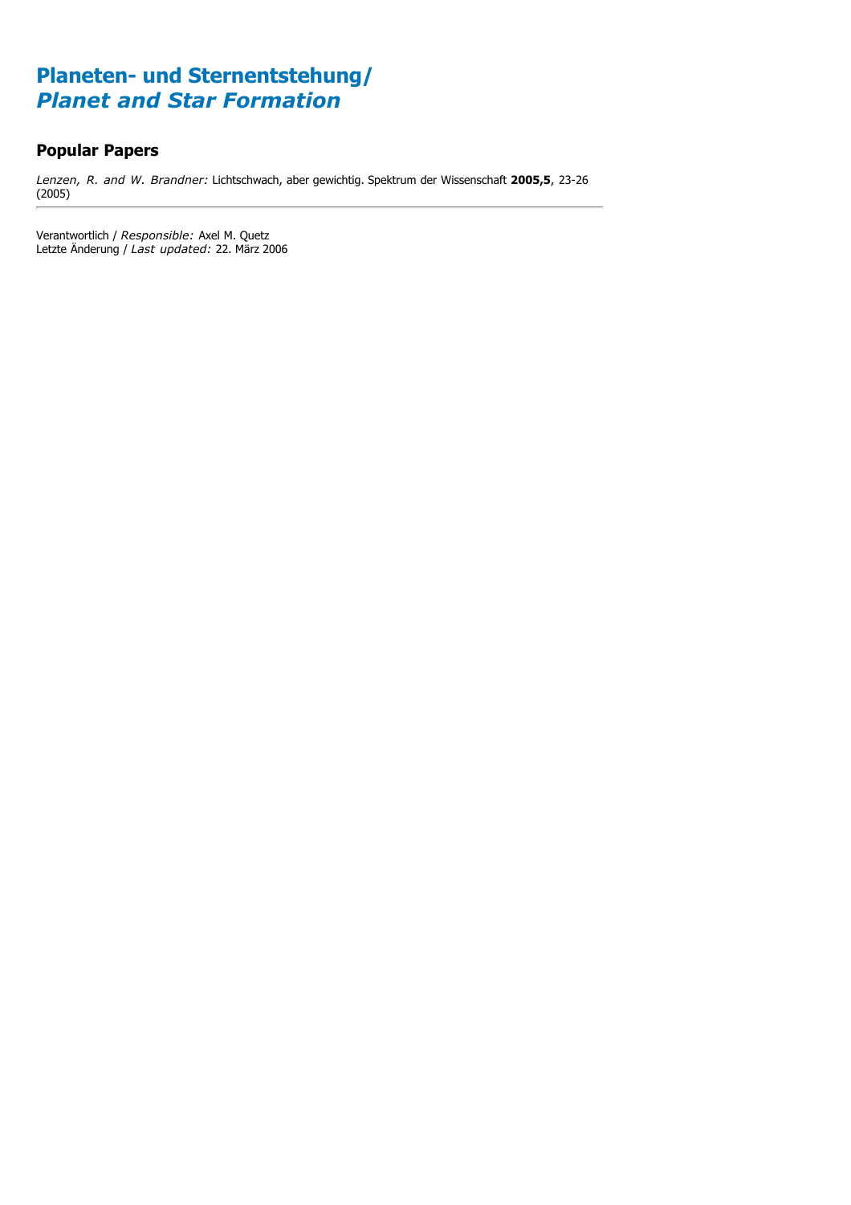# Planeten- und Sternentstehung/ *Planet and Star Formation*

## Popular Papers

*Lenzen, R. and W. Brandner:* Lichtschwach, aber gewichtig. Spektrum der Wissenschaft **2005,5**, 23-26 (2005)

---

Verantwortlich / *Responsible:* Axel M. Quetz
Letzte Änderung / *Last updated:* 22. März 2006